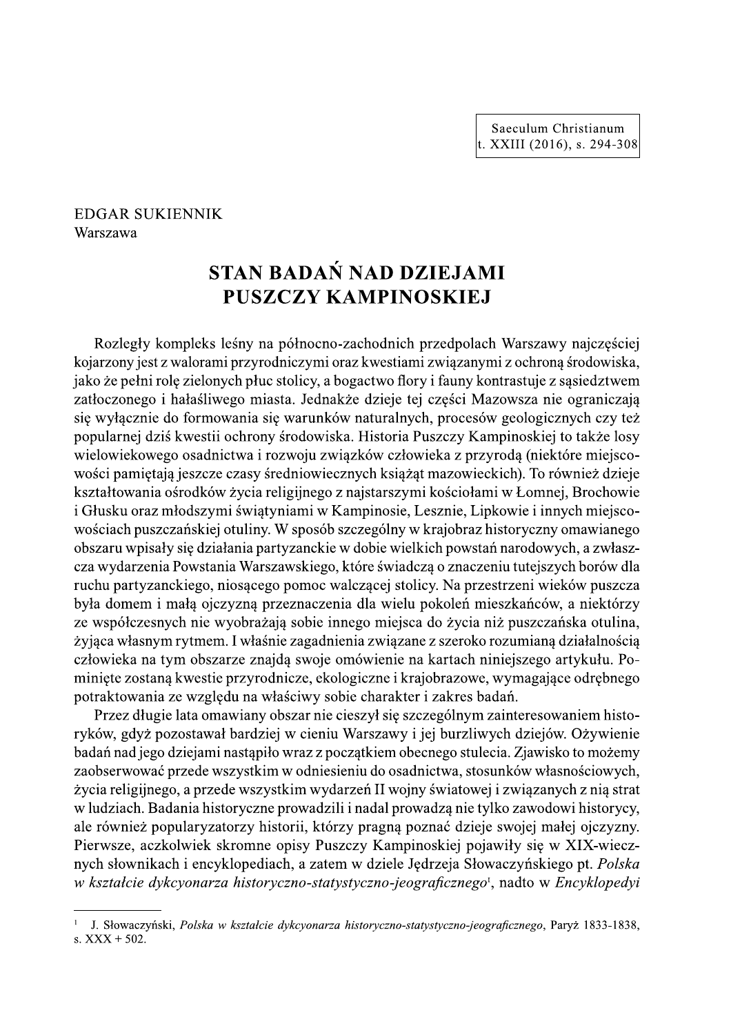EDGAR SUKIENNIK
Warszawa

# STAN BADAŃ NAD DZIEJAMI PUSZCZY KAMPINOSKIEJ

Rozległy kompleks leśny na północno-zachodnich przedpolach Warszawy najczęściej kojarzony jest z walorami przyrodniczymi oraz kwestiami związanymi z ochroną środowiska, jako że pełni rolę zielonych płuc stolicy, a bogactwo flory i fauny kontrastuje z sąsiedztwem zatłoczonego i hałaśliwego miasta. Jednakże dzieje tej części Mazowsza nie ograniczają się wyłącznie do formowania się warunków naturalnych, procesów geologicznych czy też popularnej dziś kwestii ochrony środowiska. Historia Puszczy Kampinoskiej to także losy wielowiekowego osadnictwa i rozwoju związków człowieka z przyrodą (niektóre miejscowości pamiętają jeszcze czasy średniowiecznych książąt mazowieckich). To również dzieje kształtowania ośrodków życia religijnego z najstarszymi kościołami w Łomnej, Brochowie i Głusku oraz młodszymi świątyniami w Kampinosie, Lesznie, Lipkowie i innych miejscowościach puszczańskiej otuliny. W sposób szczególny w krajobraz historyczny omawianego obszaru wpisały się działania partyzanckie w dobie wielkich powstań narodowych, a zwłaszcza wydarzenia Powstania Warszawskiego, które świadczą o znaczeniu tutejszych borów dla ruchu partyzanckiego, niosącego pomoc walczącej stolicy. Na przestrzeni wieków puszcza była domem i małą ojczyzną przeznaczenia dla wielu pokoleń mieszkańców, a niektórzy ze współczesnych nie wyobrażają sobie innego miejsca do życia niż puszczańska otulina, żyjąca własnym rytmem. I właśnie zagadnienia związane z szeroko rozumianą działalnością człowieka na tym obszarze znajdą swoje omówienie na kartach niniejszego artykułu. Pominięte zostaną kwestie przyrodnicze, ekologiczne i krajobrazowe, wymagające odrębnego potraktowania ze względu na właściwy sobie charakter i zakres badań.

Przez długie lata omawiany obszar nie cieszył się szczególnym zainteresowaniem historyków, gdyż pozostawał bardziej w cieniu Warszawy i jej burzliwych dziejów. Ożywienie badań nad jego dziejami nastąpiło wraz z początkiem obecnego stulecia. Zjawisko to możemy zaobserwować przede wszystkim w odniesieniu do osadnictwa, stosunków własnościowych, życia religijnego, a przede wszystkim wydarzeń II wojny światowej i związanych z nią strat w ludziach. Badania historyczne prowadzili i nadal prowadzą nie tylko zawodowi historycy, ale również popularyzatorzy historii, którzy pragną poznać dzieje swojej małej ojczyzny. Pierwsze, aczkolwiek skromne opisy Puszczy Kampinoskiej pojawiły się w XIX-wiecznych słownikach i encyklopediach, a zatem w dziele Jędrzeja Słowaczyńskiego pt. *Polska w kształcie dykcyonarza historyczno-statystyczno-geograficznego*[1], nadto w *Encyklopedyi*

---

[1] J. Słowaczyński, *Polska w kształcie dykcyonarza historyczno-statystyczno-geograficznego*, Paryż 1833-1838, s. XXX + 502.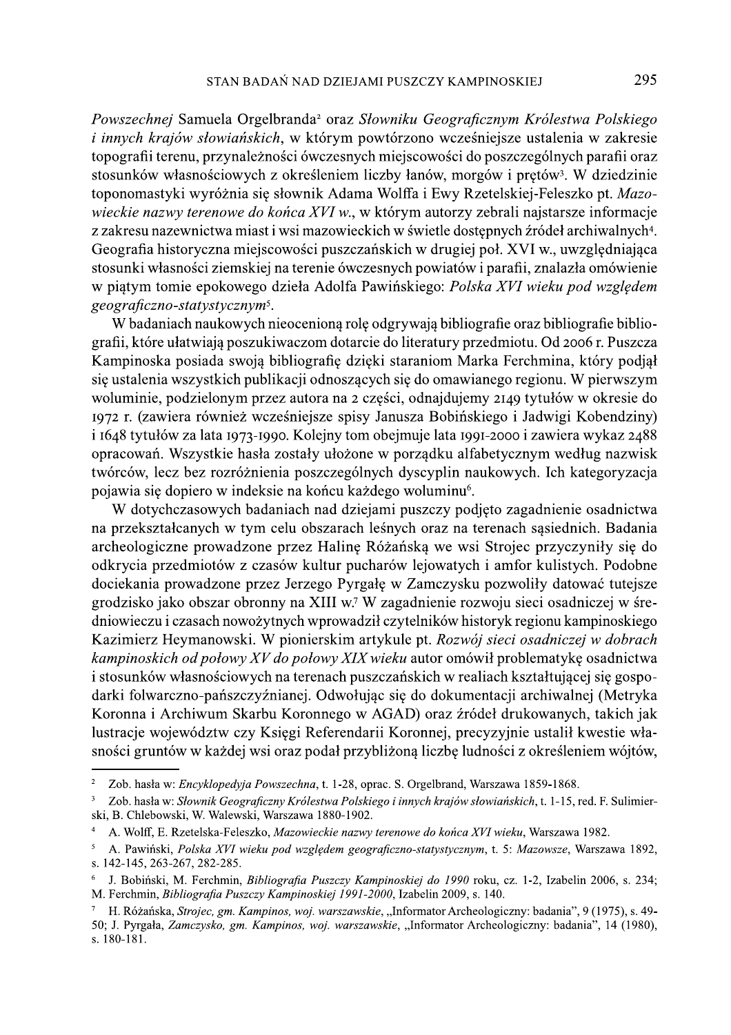*Powszechnej* Samuela Orgelbranda[2] oraz *Słowniku Geograficznym Królestwa Polskiego i innych krajów słowiańskich*, w którym powtórzono wcześniejsze ustalenia w zakresie topografii terenu, przynależności ówczesnych miejscowości do poszczególnych parafii oraz stosunków własnościowych z określeniem liczby łanów, morgów i prętów[3]. W dziedzinie toponomastyki wyróżnia się słownik Adama Wolffa i Ewy Rzetelskiej-Feleszko pt. *Mazowieckie nazwy terenowe do końca XVI w.*, w którym autorzy zebrali najstarsze informacje z zakresu nazewnictwa miast i wsi mazowieckich w świetle dostępnych źródeł archiwalnych[4]. Geografia historyczna miejscowości puszczańskich w drugiej poł. XVI w., uwzględniająca stosunki własności ziemskiej na terenie ówczesnych powiatów i parafii, znalazła omówienie w piątym tomie epokowego dzieła Adolfa Pawińskiego: *Polska XVI wieku pod względem geograficzno-statystycznym*[5].

W badaniach naukowych nieocenioną rolę odgrywają bibliografie oraz bibliografie bibliografii, które ułatwiają poszukiwaczom dotarcie do literatury przedmiotu. Od 2006 r. Puszcza Kampinoska posiada swoją bibliografię dzięki staraniom Marka Ferchmina, który podjął się ustalenia wszystkich publikacji odnoszących się do omawianego regionu. W pierwszym woluminie, podzielonym przez autora na 2 części, odnajdujemy 2149 tytułów w okresie do 1972 r. (zawiera również wcześniejsze spisy Janusza Bobińskiego i Jadwigi Kobendziny) i 1648 tytułów za lata 1973-1990. Kolejny tom obejmuje lata 1991-2000 i zawiera wykaz 2488 opracowań. Wszystkie hasła zostały ułożone w porządku alfabetycznym według nazwisk twórców, lecz bez rozróżnienia poszczególnych dyscyplin naukowych. Ich kategoryzacja pojawia się dopiero w indeksie na końcu każdego woluminu[6].

W dotychczasowych badaniach nad dziejami puszczy podjęto zagadnienie osadnictwa na przekształcanych w tym celu obszarach leśnych oraz na terenach sąsiednich. Badania archeologiczne prowadzone przez Halinę Różańską we wsi Strojec przyczyniły się do odkrycia przedmiotów z czasów kultur pucharów lejowatych i amfor kulistych. Podobne dociekania prowadzone przez Jerzego Pyrgałę w Zamczysku pozwoliły datować tutejsze grodzisko jako obszar obronny na XIII w.[7] W zagadnienie rozwoju sieci osadniczej w średniowieczu i czasach nowożytnych wprowadził czytelników historyk regionu kampinoskiego Kazimierz Heymanowski. W pionierskim artykule pt. *Rozwój sieci osadniczej w dobrach kampinoskich od połowy XV do połowy XIX wieku* autor omówił problematykę osadnictwa i stosunków własnościowych na terenach puszczańskich w realiach kształtującej się gospodarki folwarczno-pańszczyźnianej. Odwołując się do dokumentacji archiwalnej (Metryka Koronna i Archiwum Skarbu Koronnego w AGAD) oraz źródeł drukowanych, takich jak lustracje województw czy Księgi Referendarii Koronnej, precyzyjnie ustalił kwestie własności gruntów w każdej wsi oraz podał przybliżoną liczbę ludności z określeniem wójtów,

---

[2] Zob. hasła w: *Encyklopedyja Powszechna*, t. 1-28, oprac. S. Orgelbrand, Warszawa 1859-1868.

[3] Zob. hasła w: *Słownik Geograficzny Królestwa Polskiego i innych krajów słowiańskich*, t. 1-15, red. F. Sulimierski, B. Chlebowski, W. Walewski, Warszawa 1880-1902.

[4] A. Wolff, E. Rzetelska-Feleszko, *Mazowieckie nazwy terenowe do końca XVI wieku*, Warszawa 1982.

[5] A. Pawiński, *Polska XVI wieku pod względem geograficzno-statystycznym*, t. 5: *Mazowsze*, Warszawa 1892, s. 142-145, 263-267, 282-285.

[6] J. Bobiński, M. Ferchmin, *Bibliografia Puszczy Kampinoskiej do 1990* roku, cz. 1-2, Izabelin 2006, s. 234; M. Ferchmin, *Bibliografia Puszczy Kampinoskiej 1991-2000*, Izabelin 2009, s. 140.

[7] H. Różańska, *Strojec, gm. Kampinos, woj. warszawskie*, „Informator Archeologiczny: badania", 9 (1975), s. 49-50; J. Pyrgała, *Zamczysko, gm. Kampinos, woj. warszawskie*, „Informator Archeologiczny: badania", 14 (1980), s. 180-181.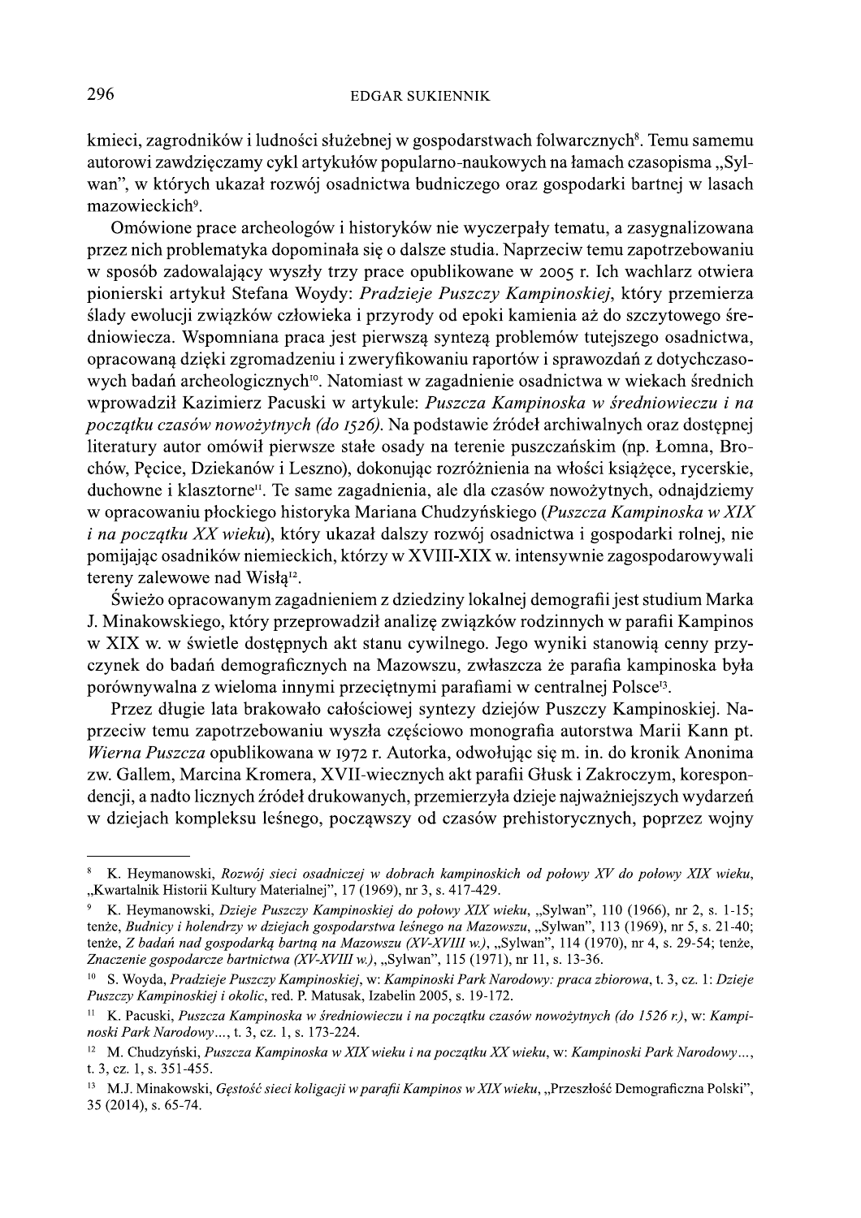kmieci, zagrodników i ludności służebnej w gospodarstwach folwarcznych[8]. Temu samemu autorowi zawdzięczamy cykl artykułów popularno-naukowych na łamach czasopisma „Sylwan", w których ukazał rozwój osadnictwa budniczego oraz gospodarki bartnej w lasach mazowieckich[9].

Omówione prace archeologów i historyków nie wyczerpały tematu, a zasygnalizowana przez nich problematyka dopominała się o dalsze studia. Naprzeciw temu zapotrzebowaniu w sposób zadowalający wyszły trzy prace opublikowane w 2005 r. Ich wachlarz otwiera pionierski artykuł Stefana Woydy: *Pradzieje Puszczy Kampinoskiej*, który przemierza ślady ewolucji związków człowieka i przyrody od epoki kamienia aż do szczytowego średniowiecza. Wspomniana praca jest pierwszą syntezą problemów tutejszego osadnictwa, opracowaną dzięki zgromadzeniu i zweryfikowaniu raportów i sprawozdań z dotychczasowych badań archeologicznych[10]. Natomiast w zagadnienie osadnictwa w wiekach średnich wprowadził Kazimierz Pacuski w artykule: *Puszcza Kampinoska w średniowieczu i na początku czasów nowożytnych (do 1526)*. Na podstawie źródeł archiwalnych oraz dostępnej literatury autor omówił pierwsze stałe osady na terenie puszczańskim (np. Łomna, Brochów, Pęcice, Dziekanów i Leszno), dokonując rozróżnienia na włości książęce, rycerskie, duchowne i klasztorne[11]. Te same zagadnienia, ale dla czasów nowożytnych, odnajdziemy w opracowaniu płockiego historyka Mariana Chudzyńskiego (*Puszcza Kampinoska w XIX i na początku XX wieku*), który ukazał dalszy rozwój osadnictwa i gospodarki rolnej, nie pomijając osadników niemieckich, którzy w XVIII-XIX w. intensywnie zagospodarowywali tereny zalewowe nad Wisłą[12].

Świeżo opracowanym zagadnieniem z dziedziny lokalnej demografii jest studium Marka J. Minakowskiego, który przeprowadził analizę związków rodzinnych w parafii Kampinos w XIX w. w świetle dostępnych akt stanu cywilnego. Jego wyniki stanowią cenny przyczynek do badań demograficznych na Mazowszu, zwłaszcza że parafia kampinoska była porównywalna z wieloma innymi przeciętnymi parafiami w centralnej Polsce[13].

Przez długie lata brakowało całościowej syntezy dziejów Puszczy Kampinoskiej. Naprzeciw temu zapotrzebowaniu wyszła częściowo monografia autorstwa Marii Kann pt. *Wierna Puszcza* opublikowana w 1972 r. Autorka, odwołując się m. in. do kronik Anonima zw. Gallem, Marcina Kromera, XVII-wiecznych akt parafii Głusk i Zakroczym, korespondencji, a nadto licznych źródeł drukowanych, przemierzyła dzieje najważniejszych wydarzeń w dziejach kompleksu leśnego, począwszy od czasów prehistorycznych, poprzez wojny

---

[8] K. Heymanowski, *Rozwój sieci osadniczej w dobrach kampinoskich od połowy XV do połowy XIX wieku*, „Kwartalnik Historii Kultury Materialnej", 17 (1969), nr 3, s. 417-429.

[9] K. Heymanowski, *Dzieje Puszczy Kampinoskiej do połowy XIX wieku*, „Sylwan", 110 (1966), nr 2, s. 1-15; tenże, *Budnicy i holendrzy w dziejach gospodarstwa leśnego na Mazowszu*, „Sylwan", 113 (1969), nr 5, s. 21-40; tenże, *Z badań nad gospodarką bartną na Mazowszu (XV-XVIII w.)*, „Sylwan", 114 (1970), nr 4, s. 29-54; tenże, *Znaczenie gospodarcze bartnictwa (XV-XVIII w.)*, „Sylwan", 115 (1971), nr 11, s. 13-36.

[10] S. Woyda, *Pradzieje Puszczy Kampinoskiej*, w: *Kampinoski Park Narodowy: praca zbiorowa*, t. 3, cz. 1: *Dzieje Puszczy Kampinoskiej i okolic*, red. P. Matusak, Izabelin 2005, s. 19-172.

[11] K. Pacuski, *Puszcza Kampinoska w średniowieczu i na początku czasów nowożytnych (do 1526 r.)*, w: *Kampinoski Park Narodowy…*, t. 3, cz. 1, s. 173-224.

[12] M. Chudzyński, *Puszcza Kampinoska w XIX wieku i na początku XX wieku*, w: *Kampinoski Park Narodowy…*, t. 3, cz. 1, s. 351-455.

[13] M.J. Minakowski, *Gęstość sieci koligacji w parafii Kampinos w XIX wieku*, „Przeszłość Demograficzna Polski", 35 (2014), s. 65-74.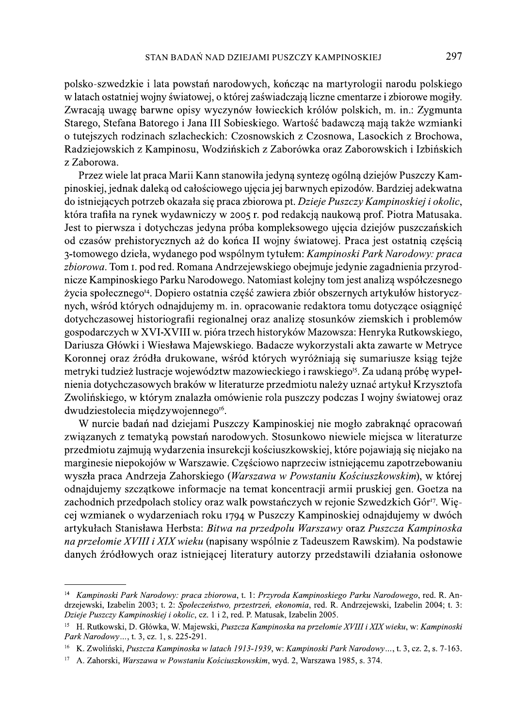polsko-szwedzkie i lata powstań narodowych, kończąc na martyrologii narodu polskiego w latach ostatniej wojny światowej, o której zaświadczają liczne cmentarze i zbiorowe mogiły. Zwracają uwagę barwne opisy wyczynów łowieckich królów polskich, m. in.: Zygmunta Starego, Stefana Batorego i Jana III Sobieskiego. Wartość badawczą mają także wzmianki o tutejszych rodzinach szlacheckich: Czosnowskich z Czosnowa, Lasockich z Brochowa, Radziejowskich z Kampinosu, Wodzińskich z Zaborówka oraz Zaborowskich i Izbińskich z Zaborowa.

Przez wiele lat praca Marii Kann stanowiła jedyną syntezę ogólną dziejów Puszczy Kampinoskiej, jednak daleką od całościowego ujęcia jej barwnych epizodów. Bardziej adekwatna do istniejących potrzeb okazała się praca zbiorowa pt. *Dzieje Puszczy Kampinoskiej i okolic*, która trafiła na rynek wydawniczy w 2005 r. pod redakcją naukową prof. Piotra Matusaka. Jest to pierwsza i dotychczas jedyna próba kompleksowego ujęcia dziejów puszczańskich od czasów prehistorycznych aż do końca II wojny światowej. Praca jest ostatnią częścią 3-tomowego dzieła, wydanego pod wspólnym tytułem: *Kampinoski Park Narodowy: praca zbiorowa*. Tom 1. pod red. Romana Andrzejewskiego obejmuje jedynie zagadnienia przyrodnicze Kampinoskiego Parku Narodowego. Natomiast kolejny tom jest analizą współczesnego życia społecznego[14]. Dopiero ostatnia część zawiera zbiór obszernych artykułów historycznych, wśród których odnajdujemy m. in. opracowanie redaktora tomu dotyczące osiągnięć dotychczasowej historiografii regionalnej oraz analizę stosunków ziemskich i problemów gospodarczych w XVI-XVIII w. pióra trzech historyków Mazowsza: Henryka Rutkowskiego, Dariusza Główki i Wiesława Majewskiego. Badacze wykorzystali akta zawarte w Metryce Koronnej oraz źródła drukowane, wśród których wyróżniają się sumariusze ksiąg tejże metryki tudzież lustracje województw mazowieckiego i rawskiego[15]. Za udaną próbę wypełnienia dotychczasowych braków w literaturze przedmiotu należy uznać artykuł Krzysztofa Zwolińskiego, w którym znalazła omówienie rola puszczy podczas I wojny światowej oraz dwudziestolecia międzywojennego[16].

W nurcie badań nad dziejami Puszczy Kampinoskiej nie mogło zabraknąć opracowań związanych z tematyką powstań narodowych. Stosunkowo niewiele miejsca w literaturze przedmiotu zajmują wydarzenia insurekcji kościuszkowskiej, które pojawiają się niejako na marginesie niepokojów w Warszawie. Częściowo naprzeciw istniejącemu zapotrzebowaniu wyszła praca Andrzeja Zahorskiego (*Warszawa w Powstaniu Kościuszkowskim*), w której odnajdujemy szczątkowe informacje na temat koncentracji armii pruskiej gen. Goetza na zachodnich przedpolach stolicy oraz walk powstańczych w rejonie Szwedzkich Gór[17]. Więcej wzmianek o wydarzeniach roku 1794 w Puszczy Kampinoskiej odnajdujemy w dwóch artykułach Stanisława Herbsta: *Bitwa na przedpolu Warszawy* oraz *Puszcza Kampinoska na przełomie XVIII i XIX wieku* (napisany wspólnie z Tadeuszem Rawskim). Na podstawie danych źródłowych oraz istniejącej literatury autorzy przedstawili działania osłonowe

---

[14] *Kampinoski Park Narodowy: praca zbiorowa*, t. 1: *Przyroda Kampinoskiego Parku Narodowego*, red. R. Andrzejewski, Izabelin 2003; t. 2: *Społeczeństwo, przestrzeń, ekonomia*, red. R. Andrzejewski, Izabelin 2004; t. 3: *Dzieje Puszczy Kampinoskiej i okolic*, cz. 1 i 2, red. P. Matusak, Izabelin 2005.

[15] H. Rutkowski, D. Główka, W. Majewski, *Puszcza Kampinoska na przełomie XVIII i XIX wieku*, w: *Kampinoski Park Narodowy...*, t. 3, cz. 1, s. 225-291.

[16] K. Zwoliński, *Puszcza Kampinoska w latach 1913-1939*, w: *Kampinoski Park Narodowy...*, t. 3, cz. 2, s. 7-163.

[17] A. Zahorski, *Warszawa w Powstaniu Kościuszkowskim*, wyd. 2, Warszawa 1985, s. 374.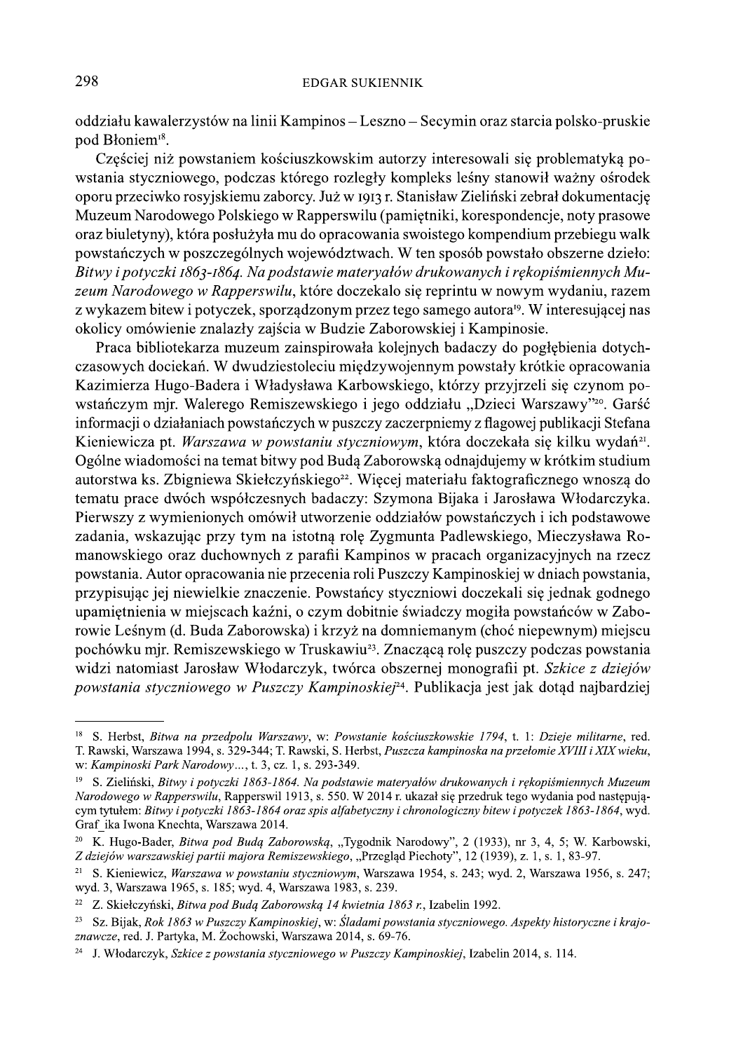oddziału kawalerzystów na linii Kampinos – Leszno – Secymin oraz starcia polsko-pruskie pod Błoniem[18].

Częściej niż powstaniem kościuszkowskim autorzy interesowali się problematyką powstania styczniowego, podczas którego rozległy kompleks leśny stanowił ważny ośrodek oporu przeciwko rosyjskiemu zaborcy. Już w 1913 r. Stanisław Zieliński zebrał dokumentację Muzeum Narodowego Polskiego w Rapperswilu (pamiętniki, korespondencje, noty prasowe oraz biuletyny), która posłużyła mu do opracowania swoistego kompendium przebiegu walk powstańczych w poszczególnych województwach. W ten sposób powstało obszerne dzieło: *Bitwy i potyczki 1863-1864. Na podstawie materyałów drukowanych i rękopiśmiennych Muzeum Narodowego w Rapperswilu*, które doczekało się reprintu w nowym wydaniu, razem z wykazem bitew i potyczek, sporządzonym przez tego samego autora[19]. W interesującej nas okolicy omówienie znalazły zajścia w Budzie Zaborowskiej i Kampinosie.

Praca bibliotekarza muzeum zainspirowała kolejnych badaczy do pogłębienia dotychczasowych dociekań. W dwudziestoleciu międzywojennym powstały krótkie opracowania Kazimierza Hugo-Badera i Władysława Karbowskiego, którzy przyjrzeli się czynom powstańczym mjr. Walerego Remiszewskiego i jego oddziału „Dzieci Warszawy"[20]. Garść informacji o działaniach powstańczych w puszczy zaczerpniemy z flagowej publikacji Stefana Kieniewicza pt. *Warszawa w powstaniu styczniowym*, która doczekała się kilku wydań[21]. Ogólne wiadomości na temat bitwy pod Budą Zaborowską odnajdujemy w krótkim studium autorstwa ks. Zbigniewa Skiełczyńskiego[22]. Więcej materiału faktograficznego wnoszą do tematu prace dwóch współczesnych badaczy: Szymona Bijaka i Jarosława Włodarczyka. Pierwszy z wymienionych omówił utworzenie oddziałów powstańczych i ich podstawowe zadania, wskazując przy tym na istotną rolę Zygmunta Padlewskiego, Mieczysława Romanowskiego oraz duchownych z parafii Kampinos w pracach organizacyjnych na rzecz powstania. Autor opracowania nie przecenia roli Puszczy Kampinoskiej w dniach powstania, przypisując jej niewielkie znaczenie. Powstańcy styczniowi doczekali się jednak godnego upamiętnienia w miejscach kaźni, o czym dobitnie świadczy mogiła powstańców w Zaborowie Leśnym (d. Buda Zaborowska) i krzyż na domniemanym (choć niepewnym) miejscu pochówku mjr. Remiszewskiego w Truskawiu[23]. Znaczącą rolę puszczy podczas powstania widzi natomiast Jarosław Włodarczyk, twórca obszernej monografii pt. *Szkice z dziejów powstania styczniowego w Puszczy Kampinoskiej*[24]. Publikacja jest jak dotąd najbardziej

---

[18] S. Herbst, *Bitwa na przedpolu Warszawy*, w: *Powstanie kościuszkowskie 1794*, t. 1: *Dzieje militarne*, red. T. Rawski, Warszawa 1994, s. 329-344; T. Rawski, S. Herbst, *Puszcza kampinoska na przełomie XVIII i XIX wieku*, w: *Kampinoski Park Narodowy…*, t. 3, cz. 1, s. 293-349.

[19] S. Zieliński, *Bitwy i potyczki 1863-1864. Na podstawie materyałów drukowanych i rękopiśmiennych Muzeum Narodowego w Rapperswilu*, Rapperswil 1913, s. 550. W 2014 r. ukazał się przedruk tego wydania pod następującym tytułem: *Bitwy i potyczki 1863-1864 oraz spis alfabetyczny i chronologiczny bitew i potyczek 1863-1864*, wyd. Graf_ika Iwona Knechta, Warszawa 2014.

[20] K. Hugo-Bader, *Bitwa pod Budą Zaborowską*, „Tygodnik Narodowy", 2 (1933), nr 3, 4, 5; W. Karbowski, *Z dziejów warszawskiej partii majora Remiszewskiego*, „Przegląd Piechoty", 12 (1939), z. 1, s. 1, 83-97.

[21] S. Kieniewicz, *Warszawa w powstaniu styczniowym*, Warszawa 1954, s. 243; wyd. 2, Warszawa 1956, s. 247; wyd. 3, Warszawa 1965, s. 185; wyd. 4, Warszawa 1983, s. 239.

[22] Z. Skiełczyński, *Bitwa pod Budą Zaborowską 14 kwietnia 1863 r.*, Izabelin 1992.

[23] Sz. Bijak, *Rok 1863 w Puszczy Kampinoskiej*, w: *Śladami powstania styczniowego. Aspekty historyczne i krajoznawcze*, red. J. Partyka, M. Żochowski, Warszawa 2014, s. 69-76.

[24] J. Włodarczyk, *Szkice z powstania styczniowego w Puszczy Kampinoskiej*, Izabelin 2014, s. 114.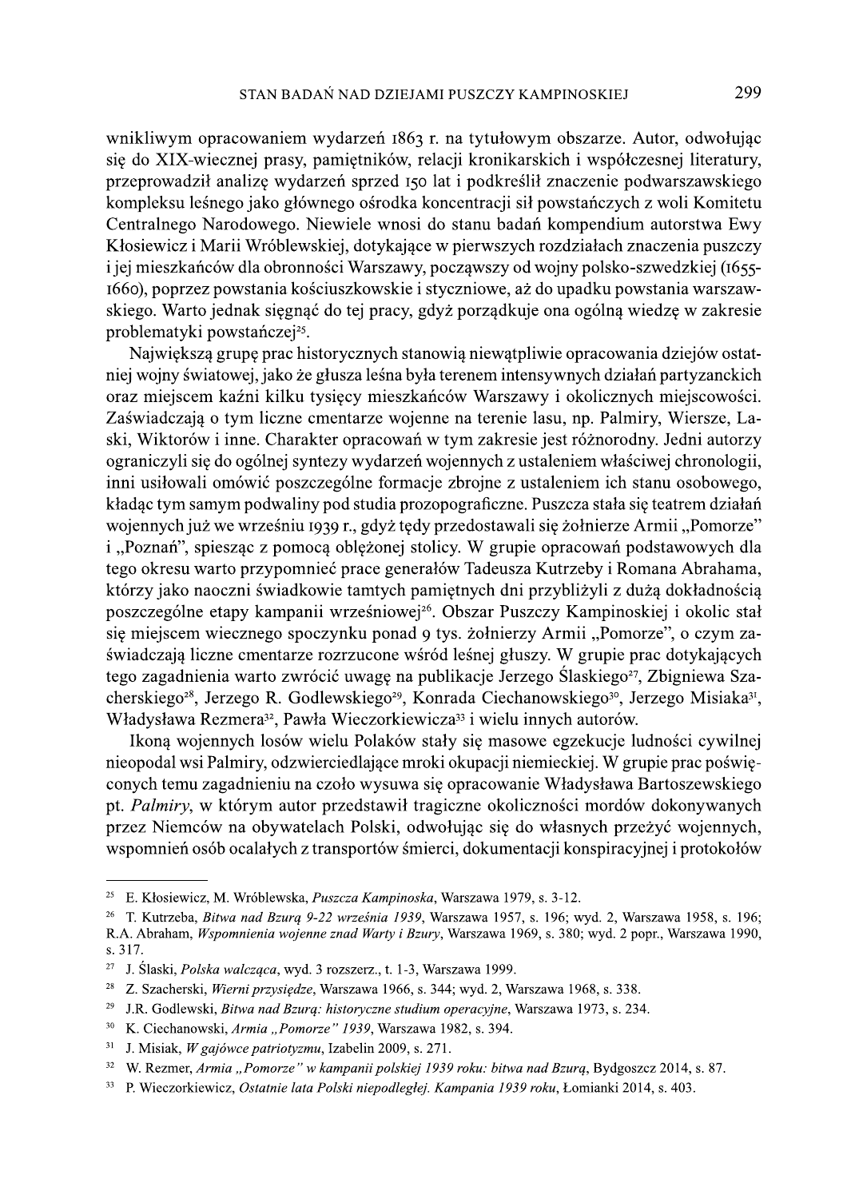wnikliwym opracowaniem wydarzeń 1863 r. na tytułowym obszarze. Autor, odwołując się do XIX-wiecznej prasy, pamiętników, relacji kronikarskich i współczesnej literatury, przeprowadził analizę wydarzeń sprzed 150 lat i podkreślił znaczenie podwarszawskiego kompleksu leśnego jako głównego ośrodka koncentracji sił powstańczych z woli Komitetu Centralnego Narodowego. Niewiele wnosi do stanu badań kompendium autorstwa Ewy Kłosiewicz i Marii Wróblewskiej, dotykające w pierwszych rozdziałach znaczenia puszczy i jej mieszkańców dla obronności Warszawy, począwszy od wojny polsko-szwedzkiej (1655-1660), poprzez powstania kościuszkowskie i styczniowe, aż do upadku powstania warszawskiego. Warto jednak sięgnąć do tej pracy, gdyż porządkuje ona ogólną wiedzę w zakresie problematyki powstańczej[25].

Największą grupę prac historycznych stanowią niewątpliwie opracowania dziejów ostatniej wojny światowej, jako że głusza leśna była terenem intensywnych działań partyzanckich oraz miejscem kaźni kilku tysięcy mieszkańców Warszawy i okolicznych miejscowości. Zaświadczają o tym liczne cmentarze wojenne na terenie lasu, np. Palmiry, Wiersze, Laski, Wiktorów i inne. Charakter opracowań w tym zakresie jest różnorodny. Jedni autorzy ograniczyli się do ogólnej syntezy wydarzeń wojennych z ustaleniem właściwej chronologii, inni usiłowali omówić poszczególne formacje zbrojne z ustaleniem ich stanu osobowego, kładąc tym samym podwaliny pod studia prozopograficzne. Puszcza stała się teatrem działań wojennych już we wrześniu 1939 r., gdyż tędy przedostawali się żołnierze Armii „Pomorze" i „Poznań", spiesząc z pomocą oblężonej stolicy. W grupie opracowań podstawowych dla tego okresu warto przypomnieć prace generałów Tadeusza Kutrzeby i Romana Abrahama, którzy jako naoczni świadkowie tamtych pamiętnych dni przybliżyli z dużą dokładnością poszczególne etapy kampanii wrześniowej[26]. Obszar Puszczy Kampinoskiej i okolic stał się miejscem wiecznego spoczynku ponad 9 tys. żołnierzy Armii „Pomorze", o czym zaświadczają liczne cmentarze rozrzucone wśród leśnej głuszy. W grupie prac dotykających tego zagadnienia warto zwrócić uwagę na publikacje Jerzego Ślaskiego[27], Zbigniewa Szacherskiego[28], Jerzego R. Godlewskiego[29], Konrada Ciechanowskiego[30], Jerzego Misiaka[31], Władysława Rezmera[32], Pawła Wieczorkiewicza[33] i wielu innych autorów.

Ikoną wojennych losów wielu Polaków stały się masowe egzekucje ludności cywilnej nieopodal wsi Palmiry, odzwierciedlające mroki okupacji niemieckiej. W grupie prac poświęconych temu zagadnieniu na czoło wysuwa się opracowanie Władysława Bartoszewskiego pt. *Palmiry*, w którym autor przedstawił tragiczne okoliczności mordów dokonywanych przez Niemców na obywatelach Polski, odwołując się do własnych przeżyć wojennych, wspomnień osób ocalałych z transportów śmierci, dokumentacji konspiracyjnej i protokołów

---

[25] E. Kłosiewicz, M. Wróblewska, *Puszcza Kampinoska*, Warszawa 1979, s. 3-12.

[26] T. Kutrzeba, *Bitwa nad Bzurą 9-22 września 1939*, Warszawa 1957, s. 196; wyd. 2, Warszawa 1958, s. 196; R.A. Abraham, *Wspomnienia wojenne znad Warty i Bzury*, Warszawa 1969, s. 380; wyd. 2 popr., Warszawa 1990, s. 317.

[27] J. Ślaski, *Polska walcząca*, wyd. 3 rozszerz., t. 1-3, Warszawa 1999.

[28] Z. Szacherski, *Wierni przysiędze*, Warszawa 1966, s. 344; wyd. 2, Warszawa 1968, s. 338.

[29] J.R. Godlewski, *Bitwa nad Bzurą: historyczne studium operacyjne*, Warszawa 1973, s. 234.

[30] K. Ciechanowski, *Armia „Pomorze" 1939*, Warszawa 1982, s. 394.

[31] J. Misiak, *W gajówce patriotyzmu*, Izabelin 2009, s. 271.

[32] W. Rezmer, *Armia „Pomorze" w kampanii polskiej 1939 roku: bitwa nad Bzurą*, Bydgoszcz 2014, s. 87.

[33] P. Wieczorkiewicz, *Ostatnie lata Polski niepodległej. Kampania 1939 roku*, Łomianki 2014, s. 403.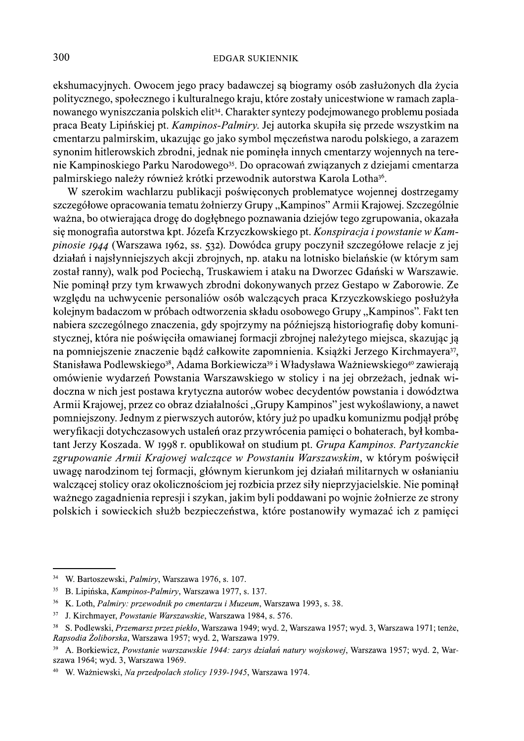ekshumacyjnych. Owocem jego pracy badawczej są biogramy osób zasłużonych dla życia politycznego, społecznego i kulturalnego kraju, które zostały unicestwione w ramach zaplanowanego wyniszczania polskich elit[34]. Charakter syntezy podejmowanego problemu posiada praca Beaty Lipińskiej pt. *Kampinos-Palmiry*. Jej autorka skupiła się przede wszystkim na cmentarzu palmirskim, ukazując go jako symbol męczeństwa narodu polskiego, a zarazem synonim hitlerowskich zbrodni, jednak nie pominęła innych cmentarzy wojennych na terenie Kampinoskiego Parku Narodowego[35]. Do opracowań związanych z dziejami cmentarza palmirskiego należy również krótki przewodnik autorstwa Karola Lotha[36].

W szerokim wachlarzu publikacji poświęconych problematyce wojennej dostrzegamy szczegółowe opracowania tematu żołnierzy Grupy „Kampinos" Armii Krajowej. Szczególnie ważna, bo otwierająca drogę do dogłębnego poznawania dziejów tego zgrupowania, okazała się monografia autorstwa kpt. Józefa Krzyczkowskiego pt. *Konspiracja i powstanie w Kampinosie 1944* (Warszawa 1962, ss. 532). Dowódca grupy poczynił szczegółowe relacje z jej działań i najsłynniejszych akcji zbrojnych, np. ataku na lotnisko bielańskie (w którym sam został ranny), walk pod Pociechą, Truskawiem i ataku na Dworzec Gdański w Warszawie. Nie pominął przy tym krwawych zbrodni dokonywanych przez Gestapo w Zaborowie. Ze względu na uchwycenie personaliów osób walczących praca Krzyczkowskiego posłużyła kolejnym badaczom w próbach odtworzenia składu osobowego Grupy „Kampinos". Fakt ten nabiera szczególnego znaczenia, gdy spojrzymy na późniejszą historiografię doby komunistycznej, która nie poświęciła omawianej formacji zbrojnej należytego miejsca, skazując ją na pomniejszenie znaczenie bądź całkowite zapomnienia. Książki Jerzego Kirchmayera[37], Stanisława Podlewskiego[38], Adama Borkiewicza[39] i Władysława Ważniewskiego[40] zawierają omówienie wydarzeń Powstania Warszawskiego w stolicy i na jej obrzeżach, jednak widoczna w nich jest postawa krytyczna autorów wobec decydentów powstania i dowództwa Armii Krajowej, przez co obraz działalności „Grupy Kampinos" jest wykoślawiony, a nawet pomniejszony. Jednym z pierwszych autorów, który już po upadku komunizmu podjął próbę weryfikacji dotychczasowych ustaleń oraz przywrócenia pamięci o bohaterach, był kombatant Jerzy Koszada. W 1998 r. opublikował on studium pt. *Grupa Kampinos. Partyzanckie zgrupowanie Armii Krajowej walczące w Powstaniu Warszawskim*, w którym poświęcił uwagę narodzinom tej formacji, głównym kierunkom jej działań militarnych w osłanianiu walczącej stolicy oraz okolicznościom jej rozbicia przez siły nieprzyjacielskie. Nie pominął ważnego zagadnienia represji i szykan, jakim byli poddawani po wojnie żołnierze ze strony polskich i sowieckich służb bezpieczeństwa, które postanowiły wymazać ich z pamięci

---

[34] W. Bartoszewski, *Palmiry*, Warszawa 1976, s. 107.

[35] B. Lipińska, *Kampinos-Palmiry*, Warszawa 1977, s. 137.

[36] K. Loth, *Palmiry: przewodnik po cmentarzu i Muzeum*, Warszawa 1993, s. 38.

[37] J. Kirchmayer, *Powstanie Warszawskie*, Warszawa 1984, s. 576.

[38] S. Podlewski, *Przemarsz przez piekło*, Warszawa 1949; wyd. 2, Warszawa 1957; wyd. 3, Warszawa 1971; tenże, *Rapsodia Żoliborska*, Warszawa 1957; wyd. 2, Warszawa 1979.

[39] A. Borkiewicz, *Powstanie warszawskie 1944: zarys działań natury wojskowej*, Warszawa 1957; wyd. 2, Warszawa 1964; wyd. 3, Warszawa 1969.

[40] W. Ważniewski, *Na przedpolach stolicy 1939-1945*, Warszawa 1974.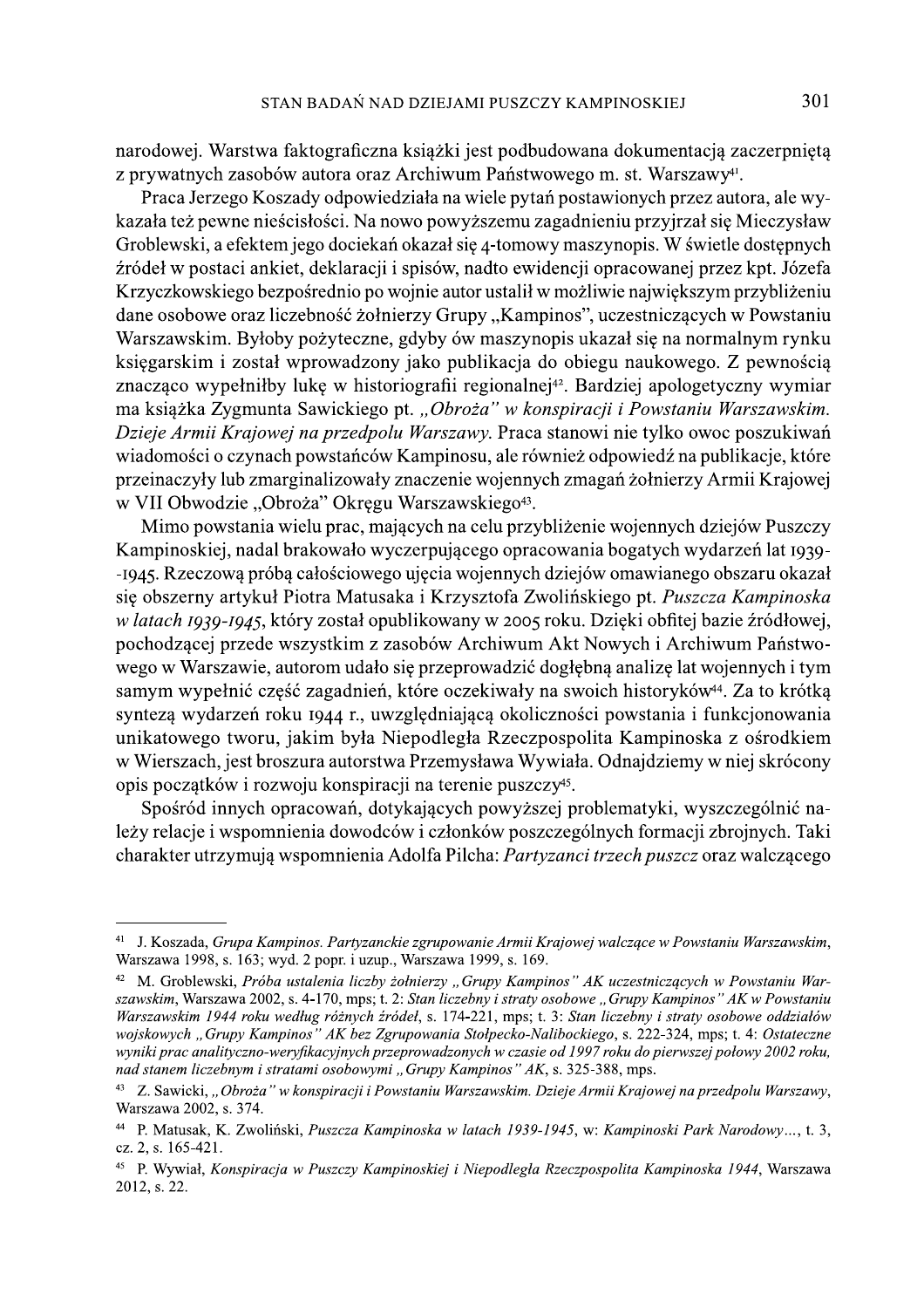narodowej. Warstwa faktograficzna książki jest podbudowana dokumentacją zaczerpniętą z prywatnych zasobów autora oraz Archiwum Państwowego m. st. Warszawy[41].

Praca Jerzego Koszady odpowiedziała na wiele pytań postawionych przez autora, ale wykazała też pewne nieścisłości. Na nowo powyższemu zagadnieniu przyjrzał się Mieczysław Groblewski, a efektem jego dociekań okazał się 4-tomowy maszynopis. W świetle dostępnych źródeł w postaci ankiet, deklaracji i spisów, nadto ewidencji opracowanej przez kpt. Józefa Krzyczkowskiego bezpośrednio po wojnie autor ustalił w możliwie największym przybliżeniu dane osobowe oraz liczebność żołnierzy Grupy „Kampinos", uczestniczących w Powstaniu Warszawskim. Byłoby pożyteczne, gdyby ów maszynopis ukazał się na normalnym rynku księgarskim i został wprowadzony jako publikacja do obiegu naukowego. Z pewnością znacząco wypełniłby lukę w historiografii regionalnej[42]. Bardziej apologetyczny wymiar ma książka Zygmunta Sawickiego pt. *„Obroża" w konspiracji i Powstaniu Warszawskim. Dzieje Armii Krajowej na przedpolu Warszawy.* Praca stanowi nie tylko owoc poszukiwań wiadomości o czynach powstańców Kampinosu, ale również odpowiedź na publikacje, które przeinaczyły lub zmarginalizowały znaczenie wojennych zmagań żołnierzy Armii Krajowej w VII Obwodzie „Obroża" Okręgu Warszawskiego[43].

Mimo powstania wielu prac, mających na celu przybliżenie wojennych dziejów Puszczy Kampinoskiej, nadal brakowało wyczerpującego opracowania bogatych wydarzeń lat 1939-1945. Rzeczową próbą całościowego ujęcia wojennych dziejów omawianego obszaru okazał się obszerny artykuł Piotra Matusaka i Krzysztofa Zwolińskiego pt. *Puszcza Kampinoska w latach 1939-1945*, który został opublikowany w 2005 roku. Dzięki obfitej bazie źródłowej, pochodzącej przede wszystkim z zasobów Archiwum Akt Nowych i Archiwum Państwowego w Warszawie, autorom udało się przeprowadzić dogłębną analizę lat wojennych i tym samym wypełnić część zagadnień, które oczekiwały na swoich historyków[44]. Za to krótką syntezą wydarzeń roku 1944 r., uwzględniającą okoliczności powstania i funkcjonowania unikatowego tworu, jakim była Niepodległa Rzeczpospolita Kampinoska z ośrodkiem w Wierszach, jest broszura autorstwa Przemysława Wywiała. Odnajdziemy w niej skrócony opis początków i rozwoju konspiracji na terenie puszczy[45].

Spośród innych opracowań, dotykających powyższej problematyki, wyszczególnić należy relacje i wspomnienia dowódców i członków poszczególnych formacji zbrojnych. Taki charakter utrzymują wspomnienia Adolfa Pilcha: *Partyzanci trzech puszcz* oraz walczącego

---

[41] J. Koszada, *Grupa Kampinos. Partyzanckie zgrupowanie Armii Krajowej walczące w Powstaniu Warszawskim*, Warszawa 1998, s. 163; wyd. 2 popr. i uzup., Warszawa 1999, s. 169.

[42] M. Groblewski, *Próba ustalenia liczby żołnierzy „Grupy Kampinos" AK uczestniczących w Powstaniu Warszawskim*, Warszawa 2002, s. 4-170, mps; t. 2: *Stan liczebny i straty osobowe „Grupy Kampinos" AK w Powstaniu Warszawskim 1944 roku według różnych źródeł*, s. 174-221, mps; t. 3: *Stan liczebny i straty osobowe oddziałów wojskowych „Grupy Kampinos" AK bez Zgrupowania Stołpecko-Nalibockiego*, s. 222-324, mps; t. 4: *Ostateczne wyniki prac analityczno-weryfikacyjnych przeprowadzonych w czasie od 1997 roku do pierwszej połowy 2002 roku, nad stanem liczebnym i stratami osobowymi „Grupy Kampinos" AK*, s. 325-388, mps.

[43] Z. Sawicki, *„Obroża" w konspiracji i Powstaniu Warszawskim. Dzieje Armii Krajowej na przedpolu Warszawy*, Warszawa 2002, s. 374.

[44] P. Matusak, K. Zwoliński, *Puszcza Kampinoska w latach 1939-1945*, w: *Kampinoski Park Narodowy*..., t. 3, cz. 2, s. 165-421.

[45] P. Wywiał, *Konspiracja w Puszczy Kampinoskiej i Niepodległa Rzeczpospolita Kampinoska 1944*, Warszawa 2012, s. 22.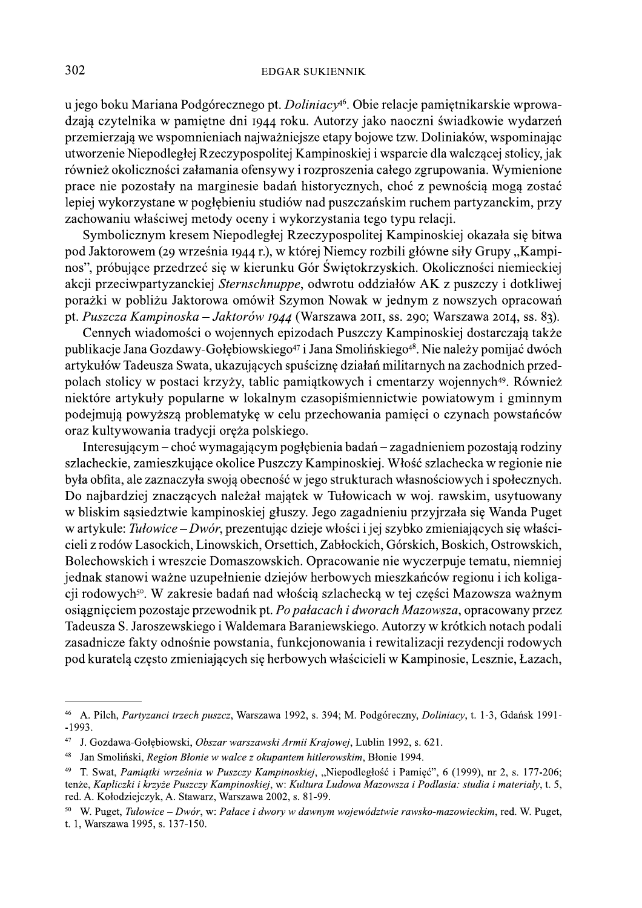u jego boku Mariana Podgórecznego pt. *Doliniacy*[46]. Obie relacje pamiętnikarskie wprowadzają czytelnika w pamiętne dni 1944 roku. Autorzy jako naoczni świadkowie wydarzeń przemierzają we wspomnieniach najważniejsze etapy bojowe tzw. Doliniaków, wspominając utworzenie Niepodległej Rzeczypospolitej Kampinoskiej i wsparcie dla walczącej stolicy, jak również okoliczności załamania ofensywy i rozproszenia całego zgrupowania. Wymienione prace nie pozostały na marginesie badań historycznych, choć z pewnością mogą zostać lepiej wykorzystane w pogłębieniu studiów nad puszczańskim ruchem partyzanckim, przy zachowaniu właściwej metody oceny i wykorzystania tego typu relacji.

Symbolicznym kresem Niepodległej Rzeczypospolitej Kampinoskiej okazała się bitwa pod Jaktorowem (29 września 1944 r.), w której Niemcy rozbili główne siły Grupy „Kampinos", próbujące przedrzeć się w kierunku Gór Świętokrzyskich. Okoliczności niemieckiej akcji przeciwpartyzanckiej *Sternschnuppe*, odwrotu oddziałów AK z puszczy i dotkliwej porażki w pobliżu Jaktorowa omówił Szymon Nowak w jednym z nowszych opracowań pt. *Puszcza Kampinoska – Jaktorów 1944* (Warszawa 2011, ss. 290; Warszawa 2014, ss. 83).

Cennych wiadomości o wojennych epizodach Puszczy Kampinoskiej dostarczają także publikacje Jana Gozdawy-Gołębiowskiego[47] i Jana Smolińskiego[48]. Nie należy pomijać dwóch artykułów Tadeusza Swata, ukazujących spuściznę działań militarnych na zachodnich przedpolach stolicy w postaci krzyży, tablic pamiątkowych i cmentarzy wojennych[49]. Również niektóre artykuły popularne w lokalnym czasopiśmiennictwie powiatowym i gminnym podejmują powyższą problematykę w celu przechowania pamięci o czynach powstańców oraz kultywowania tradycji oręża polskiego.

Interesującym – choć wymagającym pogłębienia badań – zagadnieniem pozostają rodziny szlacheckie, zamieszkujące okolice Puszczy Kampinoskiej. Włość szlachecka w regionie nie była obfita, ale zaznaczyła swoją obecność w jego strukturach własnościowych i społecznych. Do najbardziej znaczących należał majątek w Tułowicach w woj. rawskim, usytuowany w bliskim sąsiedztwie kampinoskiej głuszy. Jego zagadnieniu przyjrzała się Wanda Puget w artykule: *Tułowice – Dwór*, prezentując dzieje włości i jej szybko zmieniających się właścicieli z rodów Lasockich, Linowskich, Orsettich, Zabłockich, Górskich, Boskich, Ostrowskich, Bolechowskich i wreszcie Domaszowskich. Opracowanie nie wyczerpuje tematu, niemniej jednak stanowi ważne uzupełnienie dziejów herbowych mieszkańców regionu i ich koligacji rodowych[50]. W zakresie badań nad włością szlachecką w tej części Mazowsza ważnym osiągnięciem pozostaje przewodnik pt. *Po pałacach i dworach Mazowsza*, opracowany przez Tadeusza S. Jaroszewskiego i Waldemara Baraniewskiego. Autorzy w krótkich notach podali zasadnicze fakty odnośnie powstania, funkcjonowania i rewitalizacji rezydencji rodowych pod kuratelą często zmieniających się herbowych właścicieli w Kampinosie, Lesznie, Łazach,

---

[46] A. Pilch, *Partyzanci trzech puszcz*, Warszawa 1992, s. 394; M. Podgóreczny, *Doliniacy*, t. 1-3, Gdańsk 1991--1993.

[47] J. Gozdawa-Gołębiowski, *Obszar warszawski Armii Krajowej*, Lublin 1992, s. 621.

[48] Jan Smoliński, *Region Błonie w walce z okupantem hitlerowskim*, Błonie 1994.

[49] T. Swat, *Pamiątki września w Puszczy Kampinoskiej*, „Niepodległość i Pamięć", 6 (1999), nr 2, s. 177-206; tenże, *Kapliczki i krzyże Puszczy Kampinoskiej*, w: *Kultura Ludowa Mazowsza i Podlasia: studia i materiały*, t. 5, red. A. Kołodziejczyk, A. Stawarz, Warszawa 2002, s. 81-99.

[50] W. Puget, *Tułowice – Dwór*, w: *Pałace i dwory w dawnym województwie rawsko-mazowieckim*, red. W. Puget, t. 1, Warszawa 1995, s. 137-150.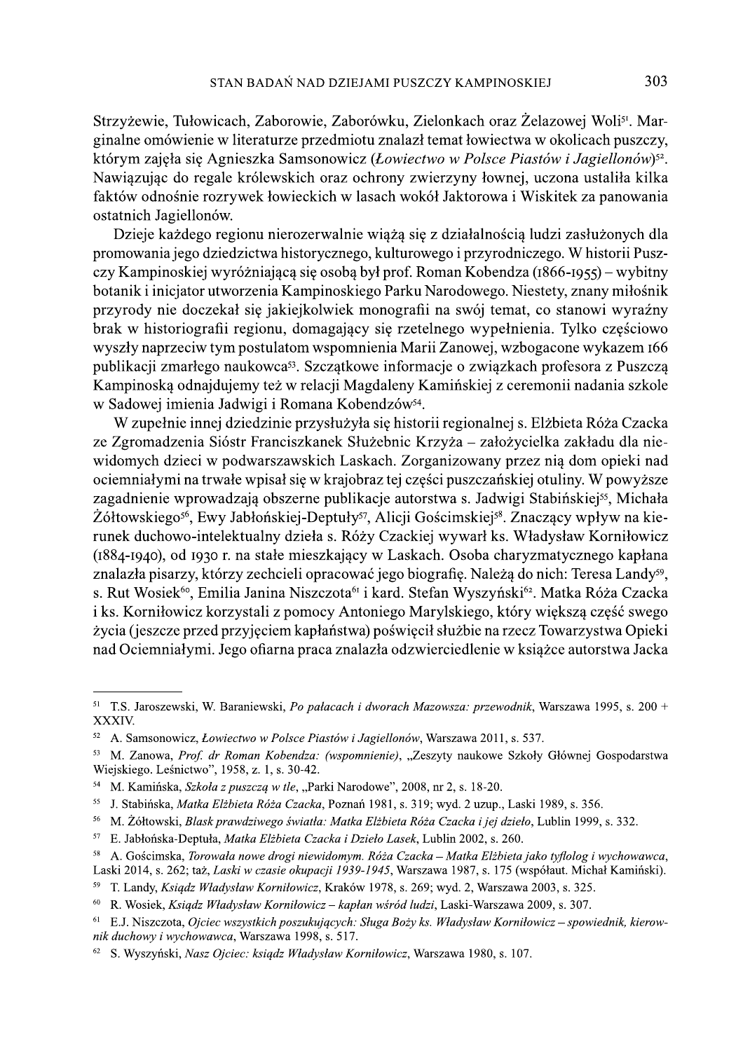Strzyżewie, Tułowicach, Zaborowie, Zaborówku, Zielonkach oraz Żelazowej Woli[51]. Marginalne omówienie w literaturze przedmiotu znalazł temat łowiectwa w okolicach puszczy, którym zajęła się Agnieszka Samsonowicz (*Łowiectwo w Polsce Piastów i Jagiellonów*)[52]. Nawiązując do regale królewskich oraz ochrony zwierzyny łownej, uczona ustaliła kilka faktów odnośnie rozrywek łowieckich w lasach wokół Jaktorowa i Wiskitek za panowania ostatnich Jagiellonów.

Dzieje każdego regionu nierozerwalnie wiążą się z działalnością ludzi zasłużonych dla promowania jego dziedzictwa historycznego, kulturowego i przyrodniczego. W historii Puszczy Kampinoskiej wyróżniającą się osobą był prof. Roman Kobendza (1866-1955) – wybitny botanik i inicjator utworzenia Kampinoskiego Parku Narodowego. Niestety, znany miłośnik przyrody nie doczekał się jakiejkolwiek monografii na swój temat, co stanowi wyraźny brak w historiografii regionu, domagający się rzetelnego wypełnienia. Tylko częściowo wyszły naprzeciw tym postulatom wspomnienia Marii Zanowej, wzbogacone wykazem 166 publikacji zmarłego naukowca[53]. Szczątkowe informacje o związkach profesora z Puszczą Kampinoską odnajdujemy też w relacji Magdaleny Kamińskiej z ceremonii nadania szkole w Sadowej imienia Jadwigi i Romana Kobendzów[54].

W zupełnie innej dziedzinie przysłużyła się historii regionalnej s. Elżbieta Róża Czacka ze Zgromadzenia Sióstr Franciszkanek Służebnic Krzyża – założycielka zakładu dla niewidomych dzieci w podwarszawskich Laskach. Zorganizowany przez nią dom opieki nad ociemniałymi na trwałe wpisał się w krajobraz tej części puszczańskiej otuliny. W powyższe zagadnienie wprowadzają obszerne publikacje autorstwa s. Jadwigi Stabińskiej[55], Michała Żółtowskiego[56], Ewy Jabłońskiej-Deptuły[57], Alicji Gościmskiej[58]. Znaczący wpływ na kierunek duchowo-intelektualny dzieła s. Róży Czackiej wywarł ks. Władysław Korniłowicz (1884-1940), od 1930 r. na stałe mieszkający w Laskach. Osoba charyzmatycznego kapłana znalazła pisarzy, którzy zechcieli opracować jego biografię. Należą do nich: Teresa Landy[59], s. Rut Wosiek[60], Emilia Janina Niszczota[61] i kard. Stefan Wyszyński[62]. Matka Róża Czacka i ks. Korniłowicz korzystali z pomocy Antoniego Marylskiego, który większą część swego życia (jeszcze przed przyjęciem kapłaństwa) poświęcił służbie na rzecz Towarzystwa Opieki nad Ociemniałymi. Jego ofiarna praca znalazła odzwierciedlenie w książce autorstwa Jacka

---

[51] T.S. Jaroszewski, W. Baraniewski, *Po pałacach i dworach Mazowsza: przewodnik*, Warszawa 1995, s. 200 + XXXIV.

[52] A. Samsonowicz, *Łowiectwo w Polsce Piastów i Jagiellonów*, Warszawa 2011, s. 537.

[53] M. Zanowa, *Prof. dr Roman Kobendza: (wspomnienie)*, „Zeszyty naukowe Szkoły Głównej Gospodarstwa Wiejskiego. Leśnictwo", 1958, z. 1, s. 30-42.

[54] M. Kamińska, *Szkoła z puszczą w tle*, „Parki Narodowe", 2008, nr 2, s. 18-20.

[55] J. Stabińska, *Matka Elżbieta Róża Czacka*, Poznań 1981, s. 319; wyd. 2 uzup., Laski 1989, s. 356.

[56] M. Żółtowski, *Blask prawdziwego światła: Matka Elżbieta Róża Czacka i jej dzieło*, Lublin 1999, s. 332.

[57] E. Jabłońska-Deptuła, *Matka Elżbieta Czacka i Dzieło Lasek*, Lublin 2002, s. 260.

[58] A. Gościmska, *Torowała nowe drogi niewidomym. Róża Czacka – Matka Elżbieta jako tyflolog i wychowawca*, Laski 2014, s. 262; taż, *Laski w czasie okupacji 1939-1945*, Warszawa 1987, s. 175 (współaut. Michał Kamiński).

[59] T. Landy, *Ksiądz Władysław Korniłowicz*, Kraków 1978, s. 269; wyd. 2, Warszawa 2003, s. 325.

[60] R. Wosiek, *Ksiądz Władysław Korniłowicz – kapłan wśród ludzi*, Laski-Warszawa 2009, s. 307.

[61] E.J. Niszczota, *Ojciec wszystkich poszukujących: Sługa Boży ks. Władysław Korniłowicz – spowiednik, kierownik duchowy i wychowawca*, Warszawa 1998, s. 517.

[62] S. Wyszyński, *Nasz Ojciec: ksiądz Władysław Korniłowicz*, Warszawa 1980, s. 107.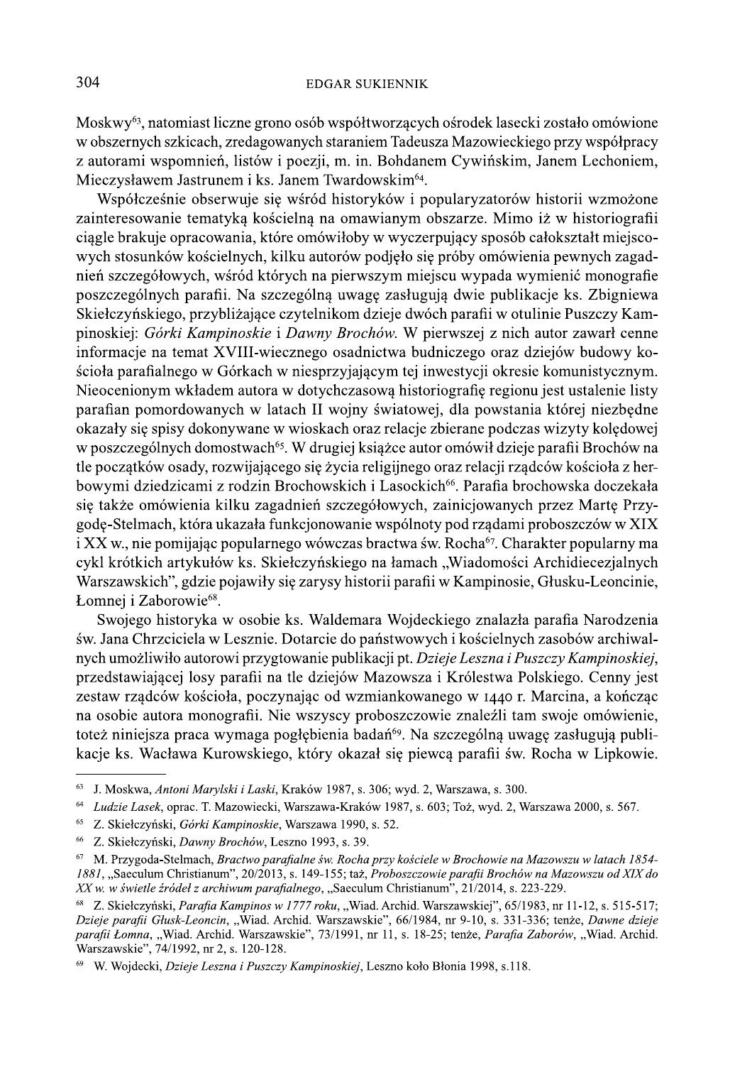Moskwy[63], natomiast liczne grono osób współtworzących ośrodek lasecki zostało omówione w obszernych szkicach, zredagowanych staraniem Tadeusza Mazowieckiego przy współpracy z autorami wspomnień, listów i poezji, m. in. Bohdanem Cywińskim, Janem Lechoniem, Mieczysławem Jastrunem i ks. Janem Twardowskim[64].

Współcześnie obserwuje się wśród historyków i popularyzatorów historii wzmożone zainteresowanie tematyką kościelną na omawianym obszarze. Mimo iż w historiografii ciągle brakuje opracowania, które omówiłoby w wyczerpujący sposób całokształt miejscowych stosunków kościelnych, kilku autorów podjęło się próby omówienia pewnych zagadnień szczegółowych, wśród których na pierwszym miejscu wypada wymienić monografie poszczególnych parafii. Na szczególną uwagę zasługują dwie publikacje ks. Zbigniewa Skiełczyńskiego, przybliżające czytelnikom dzieje dwóch parafii w otulinie Puszczy Kampinoskiej: *Górki Kampinoskie* i *Dawny Brochów*. W pierwszej z nich autor zawarł cenne informacje na temat XVIII-wiecznego osadnictwa budniczego oraz dziejów budowy kościoła parafialnego w Górkach w niesprzyjającym tej inwestycji okresie komunistycznym. Nieocenionym wkładem autora w dotychczasową historiografię regionu jest ustalenie listy parafian pomordowanych w latach II wojny światowej, dla powstania której niezbędne okazały się spisy dokonywane w wioskach oraz relacje zbierane podczas wizyty kolędowej w poszczególnych domostwach[65]. W drugiej książce autor omówił dzieje parafii Brochów na tle początków osady, rozwijającego się życia religijnego oraz relacji rządców kościoła z herbowymi dziedzicami z rodzin Brochowskich i Lasockich[66]. Parafia brochowska doczekała się także omówienia kilku zagadnień szczegółowych, zainicjowanych przez Martę Przygodę-Stelmach, która ukazała funkcjonowanie wspólnoty pod rządami proboszczów w XIX i XX w., nie pomijając popularnego wówczas bractwa św. Rocha[67]. Charakter popularny ma cykl krótkich artykułów ks. Skiełczyńskiego na łamach „Wiadomości Archidiecezjalnych Warszawskich", gdzie pojawiły się zarysy historii parafii w Kampinosie, Głusku-Leoncinie, Łomnej i Zaborowie[68].

Swojego historyka w osobie ks. Waldemara Wojdeckiego znalazła parafia Narodzenia św. Jana Chrzciciela w Lesznie. Dotarcie do państwowych i kościelnych zasobów archiwalnych umożliwiło autorowi przygotowanie publikacji pt. *Dzieje Leszna i Puszczy Kampinoskiej*, przedstawiającej losy parafii na tle dziejów Mazowsza i Królestwa Polskiego. Cenny jest zestaw rządców kościoła, poczynając od wzmiankowanego w 1440 r. Marcina, a kończąc na osobie autora monografii. Nie wszyscy proboszczowie znaleźli tam swoje omówienie, toteż niniejsza praca wymaga pogłębienia badań[69]. Na szczególną uwagę zasługują publikacje ks. Wacława Kurowskiego, który okazał się piewcą parafii św. Rocha w Lipkowie.

---

[63] J. Moskwa, *Antoni Marylski i Laski*, Kraków 1987, s. 306; wyd. 2, Warszawa, s. 300.

[64] *Ludzie Lasek*, oprac. T. Mazowiecki, Warszawa-Kraków 1987, s. 603; Toż, wyd. 2, Warszawa 2000, s. 567.

[65] Z. Skiełczyński, *Górki Kampinoskie*, Warszawa 1990, s. 52.

[66] Z. Skiełczyński, *Dawny Brochów*, Leszno 1993, s. 39.

[67] M. Przygoda-Stelmach, *Bractwo parafialne św. Rocha przy kościele w Brochowie na Mazowszu w latach 1854-1881*, „Saeculum Christianum", 20/2013, s. 149-155; taż, *Proboszczowie parafii Brochów na Mazowszu od XIX do XX w. w świetle źródeł z archiwum parafialnego*, „Saeculum Christianum", 21/2014, s. 223-229.

[68] Z. Skiełczyński, *Parafia Kampinos w 1777 roku*, „Wiad. Archid. Warszawskiej", 65/1983, nr 11-12, s. 515-517; *Dzieje parafii Głusk-Leoncin*, „Wiad. Archid. Warszawskie", 66/1984, nr 9-10, s. 331-336; tenże, *Dawne dzieje parafii Łomna*, „Wiad. Archid. Warszawskie", 73/1991, nr 11, s. 18-25; tenże, *Parafia Zaborów*, „Wiad. Archid. Warszawskie", 74/1992, nr 2, s. 120-128.

[69] W. Wojdecki, *Dzieje Leszna i Puszczy Kampinoskiej*, Leszno koło Błonia 1998, s.118.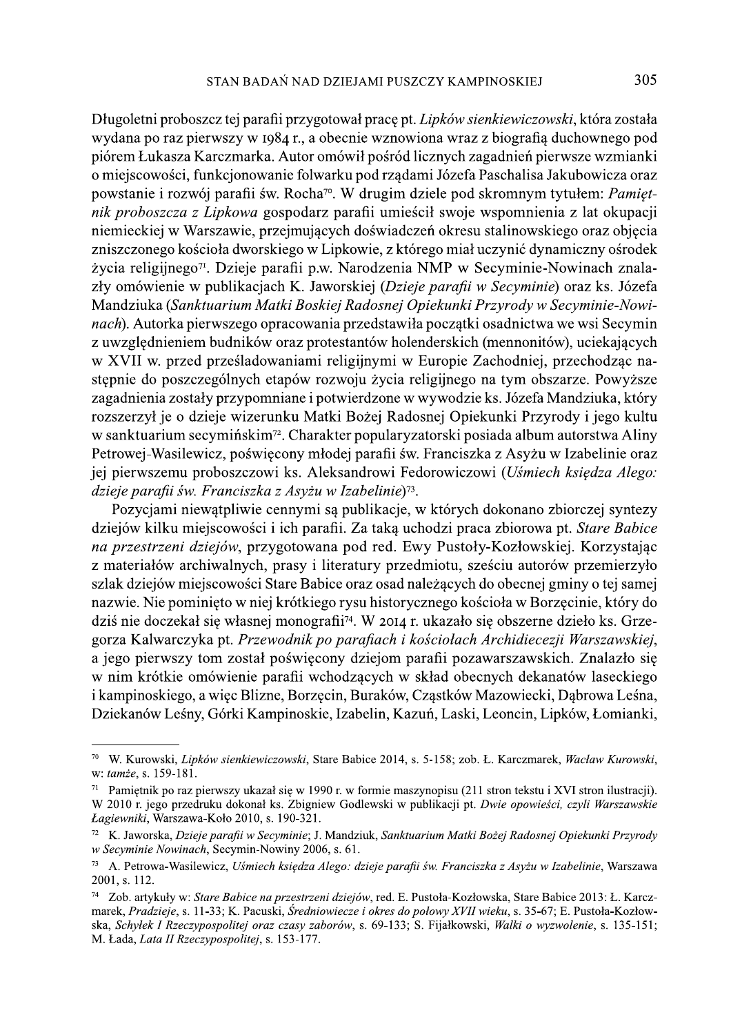Długoletni proboszcz tej parafii przygotował pracę pt. *Lipków sienkiewiczowski*, która została wydana po raz pierwszy w 1984 r., a obecnie wznowiona wraz z biografią duchownego pod piórem Łukasza Karczmarka. Autor omówił pośród licznych zagadnień pierwsze wzmianki o miejscowości, funkcjonowanie folwarku pod rządami Józefa Paschalisa Jakubowicza oraz powstanie i rozwój parafii św. Rocha[70]. W drugim dziele pod skromnym tytułem: *Pamiętnik proboszcza z Lipkowa* gospodarz parafii umieścił swoje wspomnienia z lat okupacji niemieckiej w Warszawie, przejmujących doświadczeń okresu stalinowskiego oraz objęcia zniszczonego kościoła dworskiego w Lipkowie, z którego miał uczynić dynamiczny ośrodek życia religijnego[71]. Dzieje parafii p.w. Narodzenia NMP w Secyminie-Nowinach znalazły omówienie w publikacjach K. Jaworskiej (*Dzieje parafii w Secyminie*) oraz ks. Józefa Mandziuka (*Sanktuarium Matki Boskiej Radosnej Opiekunki Przyrody w Secyminie-Nowinach*). Autorka pierwszego opracowania przedstawiła początki osadnictwa we wsi Secymin z uwzględnieniem budników oraz protestantów holenderskich (mennonitów), uciekających w XVII w. przed prześladowaniami religijnymi w Europie Zachodniej, przechodząc następnie do poszczególnych etapów rozwoju życia religijnego na tym obszarze. Powyższe zagadnienia zostały przypomniane i potwierdzone w wywodzie ks. Józefa Mandziuka, który rozszerzył je o dzieje wizerunku Matki Bożej Radosnej Opiekunki Przyrody i jego kultu w sanktuarium secymińskim[72]. Charakter popularyzatorski posiada album autorstwa Aliny Petrowej-Wasilewicz, poświęcony młodej parafii św. Franciszka z Asyżu w Izabelinie oraz jej pierwszemu proboszczowi ks. Aleksandrowi Fedorowiczowi (*Uśmiech księdza Alego: dzieje parafii św. Franciszka z Asyżu w Izabelinie*)[73].

Pozycjami niewątpliwie cennymi są publikacje, w których dokonano zbiorczej syntezy dziejów kilku miejscowości i ich parafii. Za taką uchodzi praca zbiorowa pt. *Stare Babice na przestrzeni dziejów*, przygotowana pod red. Ewy Pustoły-Kozłowskiej. Korzystając z materiałów archiwalnych, prasy i literatury przedmiotu, sześciu autorów przemierzyło szlak dziejów miejscowości Stare Babice oraz osad należących do obecnej gminy o tej samej nazwie. Nie pominięto w niej krótkiego rysu historycznego kościoła w Borzęcinie, który do dziś nie doczekał się własnej monografii[74]. W 2014 r. ukazało się obszerne dzieło ks. Grzegorza Kalwarczyka pt. *Przewodnik po parafiach i kościołach Archidiecezji Warszawskiej*, a jego pierwszy tom został poświęcony dziejom parafii pozawarszawskich. Znalazło się w nim krótkie omówienie parafii wchodzących w skład obecnych dekanatów laseckiego i kampinoskiego, a więc Blizne, Borzęcin, Buraków, Cząstków Mazowiecki, Dąbrowa Leśna, Dziekanów Leśny, Górki Kampinoskie, Izabelin, Kazuń, Laski, Leoncin, Lipków, Łomianki,

---

[70] W. Kurowski, *Lipków sienkiewiczowski*, Stare Babice 2014, s. 5-158; zob. Ł. Karczmarek, *Wacław Kurowski*, w: *tamże*, s. 159-181.

[71] Pamiętnik po raz pierwszy ukazał się w 1990 r. w formie maszynopisu (211 stron tekstu i XVI stron ilustracji). W 2010 r. jego przedruku dokonał ks. Zbigniew Godlewski w publikacji pt. *Dwie opowieści, czyli Warszawskie Łagiewniki*, Warszawa-Koło 2010, s. 190-321.

[72] K. Jaworska, *Dzieje parafii w Secyminie*; J. Mandziuk, *Sanktuarium Matki Bożej Radosnej Opiekunki Przyrody w Secyminie Nowinach*, Secymin-Nowiny 2006, s. 61.

[73] A. Petrowa-Wasilewicz, *Uśmiech księdza Alego: dzieje parafii św. Franciszka z Asyżu w Izabelinie*, Warszawa 2001, s. 112.

[74] Zob. artykuły w: *Stare Babice na przestrzeni dziejów*, red. E. Pustoła-Kozłowska, Stare Babice 2013: Ł. Karczmarek, *Pradzieje*, s. 11-33; K. Pacuski, *Średniowiecze i okres do połowy XVII wieku*, s. 35-67; E. Pustoła-Kozłowska, *Schyłek I Rzeczypospolitej oraz czasy zaborów*, s. 69-133; S. Fijałkowski, *Walki o wyzwolenie*, s. 135-151; M. Łada, *Lata II Rzeczypospolitej*, s. 153-177.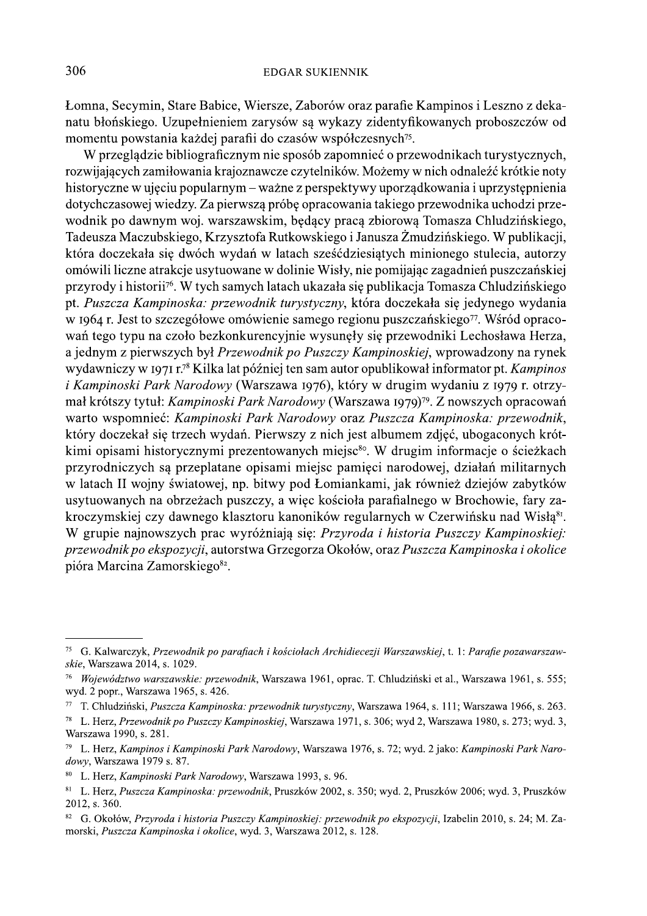Łomna, Secymin, Stare Babice, Wiersze, Zaborów oraz parafie Kampinos i Leszno z dekanatu błońskiego. Uzupełnieniem zarysów są wykazy zidentyfikowanych proboszczów od momentu powstania każdej parafii do czasów współczesnych[75].

W przeglądzie bibliograficznym nie sposób zapomnieć o przewodnikach turystycznych, rozwijających zamiłowania krajoznawcze czytelników. Możemy w nich odnaleźć krótkie noty historyczne w ujęciu popularnym – ważne z perspektywy uporządkowania i uprzystępnienia dotychczasowej wiedzy. Za pierwszą próbę opracowania takiego przewodnika uchodzi przewodnik po dawnym woj. warszawskim, będący pracą zbiorową Tomasza Chludzińskiego, Tadeusza Maczubskiego, Krzysztofa Rutkowskiego i Janusza Żmudzińskiego. W publikacji, która doczekała się dwóch wydań w latach sześćdziesiątych minionego stulecia, autorzy omówili liczne atrakcje usytuowane w dolinie Wisły, nie pomijając zagadnień puszczańskiej przyrody i historii[76]. W tych samych latach ukazała się publikacja Tomasza Chludzińskiego pt. *Puszcza Kampinoska: przewodnik turystyczny*, która doczekała się jedynego wydania w 1964 r. Jest to szczegółowe omówienie samego regionu puszczańskiego[77]. Wśród opracowań tego typu na czoło bezkonkurencyjnie wysunęły się przewodniki Lechosława Herza, a jednym z pierwszych był *Przewodnik po Puszczy Kampinoskiej*, wprowadzony na rynek wydawniczy w 1971 r.[78] Kilka lat później ten sam autor opublikował informator pt. *Kampinos i Kampinoski Park Narodowy* (Warszawa 1976), który w drugim wydaniu z 1979 r. otrzymał krótszy tytuł: *Kampinoski Park Narodowy* (Warszawa 1979)[79]. Z nowszych opracowań warto wspomnieć: *Kampinoski Park Narodowy* oraz *Puszcza Kampinoska: przewodnik*, który doczekał się trzech wydań. Pierwszy z nich jest albumem zdjęć, ubogaconych krótkimi opisami historycznymi prezentowanych miejsc[80]. W drugim informacje o ścieżkach przyrodniczych są przeplatane opisami miejsc pamięci narodowej, działań militarnych w latach II wojny światowej, np. bitwy pod Łomiankami, jak również dziejów zabytków usytuowanych na obrzeżach puszczy, a więc kościoła parafialnego w Brochowie, fary zakroczymskiej czy dawnego klasztoru kanoników regularnych w Czerwińsku nad Wisłą[81]. W grupie najnowszych prac wyróżniają się: *Przyroda i historia Puszczy Kampinoskiej: przewodnik po ekspozycji*, autorstwa Grzegorza Okołów, oraz *Puszcza Kampinoska i okolice* pióra Marcina Zamorskiego[82].

---

[75] G. Kalwarczyk, *Przewodnik po parafiach i kościołach Archidiecezji Warszawskiej*, t. 1: *Parafie pozawarszawskie*, Warszawa 2014, s. 1029.

[76] *Województwo warszawskie: przewodnik*, Warszawa 1961, oprac. T. Chludziński et al., Warszawa 1961, s. 555; wyd. 2 popr., Warszawa 1965, s. 426.

[77] T. Chludziński, *Puszcza Kampinoska: przewodnik turystyczny*, Warszawa 1964, s. 111; Warszawa 1966, s. 263.

[78] L. Herz, *Przewodnik po Puszczy Kampinoskiej*, Warszawa 1971, s. 306; wyd 2, Warszawa 1980, s. 273; wyd. 3, Warszawa 1990, s. 281.

[79] L. Herz, *Kampinos i Kampinoski Park Narodowy*, Warszawa 1976, s. 72; wyd. 2 jako: *Kampinoski Park Narodowy*, Warszawa 1979 s. 87.

[80] L. Herz, *Kampinoski Park Narodowy*, Warszawa 1993, s. 96.

[81] L. Herz, *Puszcza Kampinoska: przewodnik*, Pruszków 2002, s. 350; wyd. 2, Pruszków 2006; wyd. 3, Pruszków 2012, s. 360.

[82] G. Okołów, *Przyroda i historia Puszczy Kampinoskiej: przewodnik po ekspozycji*, Izabelin 2010, s. 24; M. Zamorski, *Puszcza Kampinoska i okolice*, wyd. 3, Warszawa 2012, s. 128.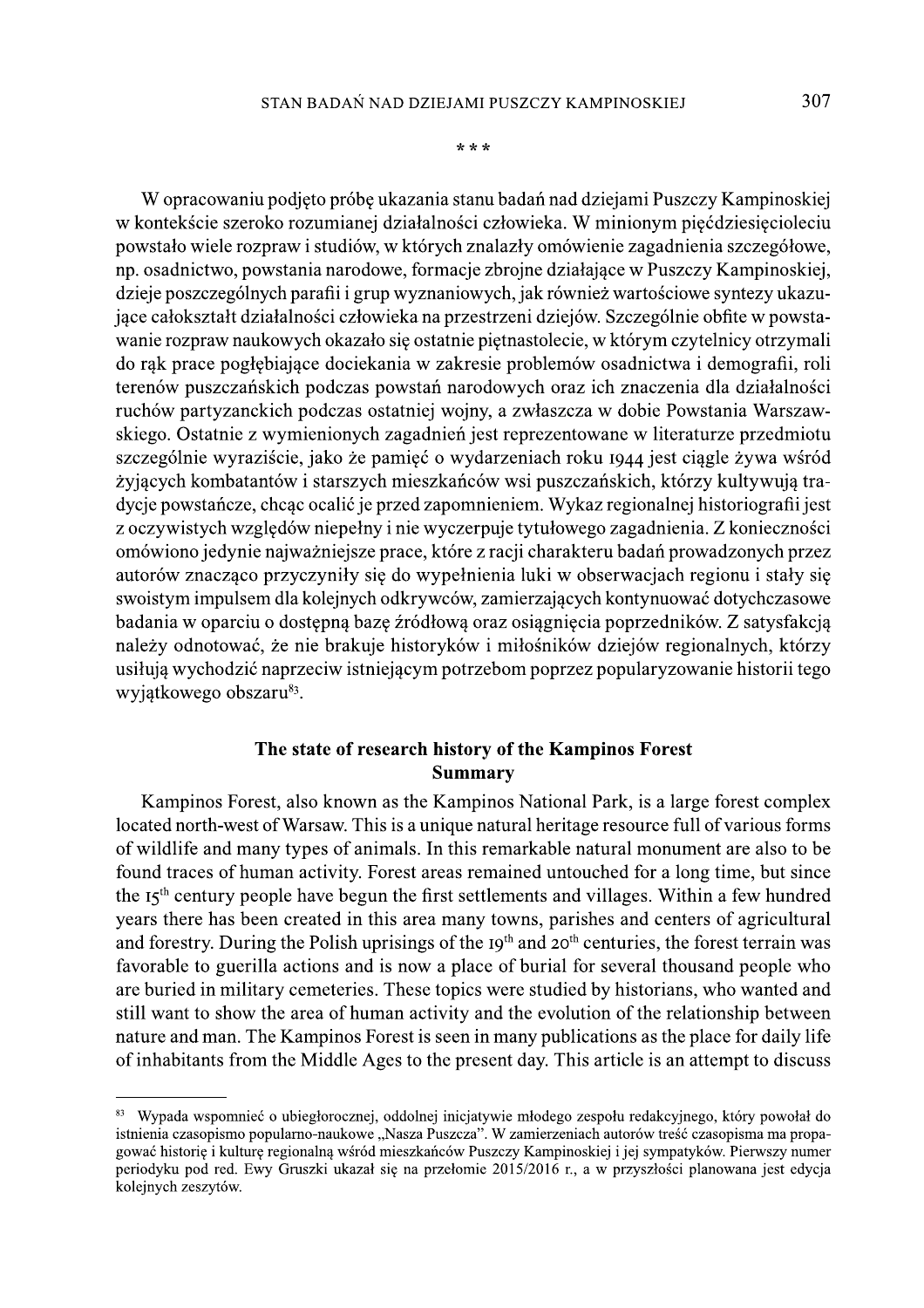\* \* \*

W opracowaniu podjęto próbę ukazania stanu badań nad dziejami Puszczy Kampinoskiej w kontekście szeroko rozumianej działalności człowieka. W minionym pięćdziesięcioleciu powstało wiele rozpraw i studiów, w których znalazły omówienie zagadnienia szczegółowe, np. osadnictwo, powstania narodowe, formacje zbrojne działające w Puszczy Kampinoskiej, dzieje poszczególnych parafii i grup wyznaniowych, jak również wartościowe syntezy ukazujące całokształt działalności człowieka na przestrzeni dziejów. Szczególnie obfite w powstawanie rozpraw naukowych okazało się ostatnie piętnastolecie, w którym czytelnicy otrzymali do rąk prace pogłębiające dociekania w zakresie problemów osadnictwa i demografii, roli terenów puszczańskich podczas powstań narodowych oraz ich znaczenia dla działalności ruchów partyzanckich podczas ostatniej wojny, a zwłaszcza w dobie Powstania Warszawskiego. Ostatnie z wymienionych zagadnień jest reprezentowane w literaturze przedmiotu szczególnie wyraziście, jako że pamięć o wydarzeniach roku 1944 jest ciągle żywa wśród żyjących kombatantów i starszych mieszkańców wsi puszczańskich, którzy kultywują tradycje powstańcze, chcąc ocalić je przed zapomnieniem. Wykaz regionalnej historiografii jest z oczywistych względów niepełny i nie wyczerpuje tytułowego zagadnienia. Z konieczności omówiono jedynie najważniejsze prace, które z racji charakteru badań prowadzonych przez autorów znacząco przyczyniły się do wypełnienia luki w obserwacjach regionu i stały się swoistym impulsem dla kolejnych odkrywców, zamierzających kontynuować dotychczasowe badania w oparciu o dostępną bazę źródłową oraz osiągnięcia poprzedników. Z satysfakcją należy odnotować, że nie brakuje historyków i miłośników dziejów regionalnych, którzy usiłują wychodzić naprzeciw istniejącym potrzebom poprzez popularyzowanie historii tego wyjątkowego obszaru[83].

## The state of research history of the Kampinos Forest
## Summary

Kampinos Forest, also known as the Kampinos National Park, is a large forest complex located north-west of Warsaw. This is a unique natural heritage resource full of various forms of wildlife and many types of animals. In this remarkable natural monument are also to be found traces of human activity. Forest areas remained untouched for a long time, but since the 15th century people have begun the first settlements and villages. Within a few hundred years there has been created in this area many towns, parishes and centers of agricultural and forestry. During the Polish uprisings of the 19th and 20th centuries, the forest terrain was favorable to guerilla actions and is now a place of burial for several thousand people who are buried in military cemeteries. These topics were studied by historians, who wanted and still want to show the area of human activity and the evolution of the relationship between nature and man. The Kampinos Forest is seen in many publications as the place for daily life of inhabitants from the Middle Ages to the present day. This article is an attempt to discuss

---

[83] Wypada wspomnieć o ubiegłorocznej, oddolnej inicjatywie młodego zespołu redakcyjnego, który powołał do istnienia czasopismo popularno-naukowe „Nasza Puszcza". W zamierzeniach autorów treść czasopisma ma propagować historię i kulturę regionalną wśród mieszkańców Puszczy Kampinoskiej i jej sympatyków. Pierwszy numer periodyku pod red. Ewy Gruszki ukazał się na przełomie 2015/2016 r., a w przyszłości planowana jest edycja kolejnych zeszytów.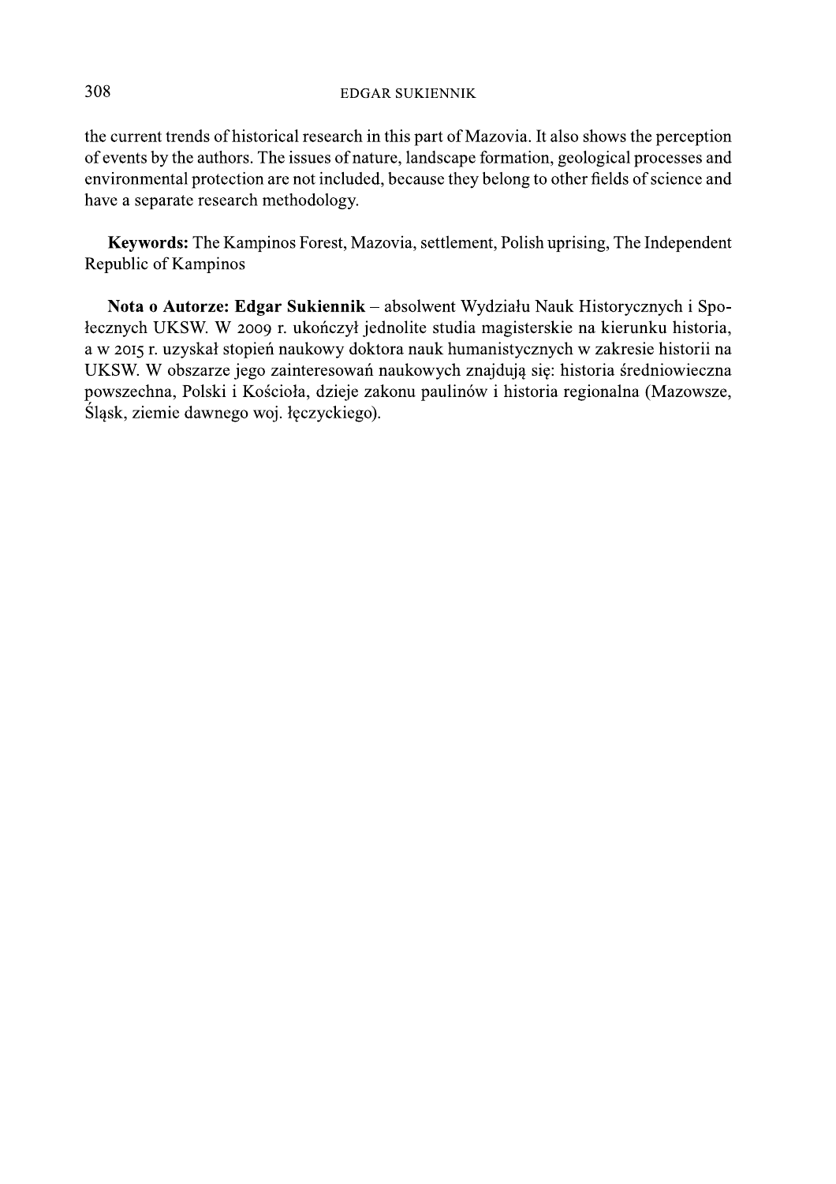the current trends of historical research in this part of Mazovia. It also shows the perception of events by the authors. The issues of nature, landscape formation, geological processes and environmental protection are not included, because they belong to other fields of science and have a separate research methodology.

**Keywords:** The Kampinos Forest, Mazovia, settlement, Polish uprising, The Independent Republic of Kampinos

**Nota o Autorze: Edgar Sukiennik** – absolwent Wydziału Nauk Historycznych i Społecznych UKSW. W 2009 r. ukończył jednolite studia magisterskie na kierunku historia, a w 2015 r. uzyskał stopień naukowy doktora nauk humanistycznych w zakresie historii na UKSW. W obszarze jego zainteresowań naukowych znajdują się: historia średniowieczna powszechna, Polski i Kościoła, dzieje zakonu paulinów i historia regionalna (Mazowsze, Śląsk, ziemie dawnego woj. łęczyckiego).